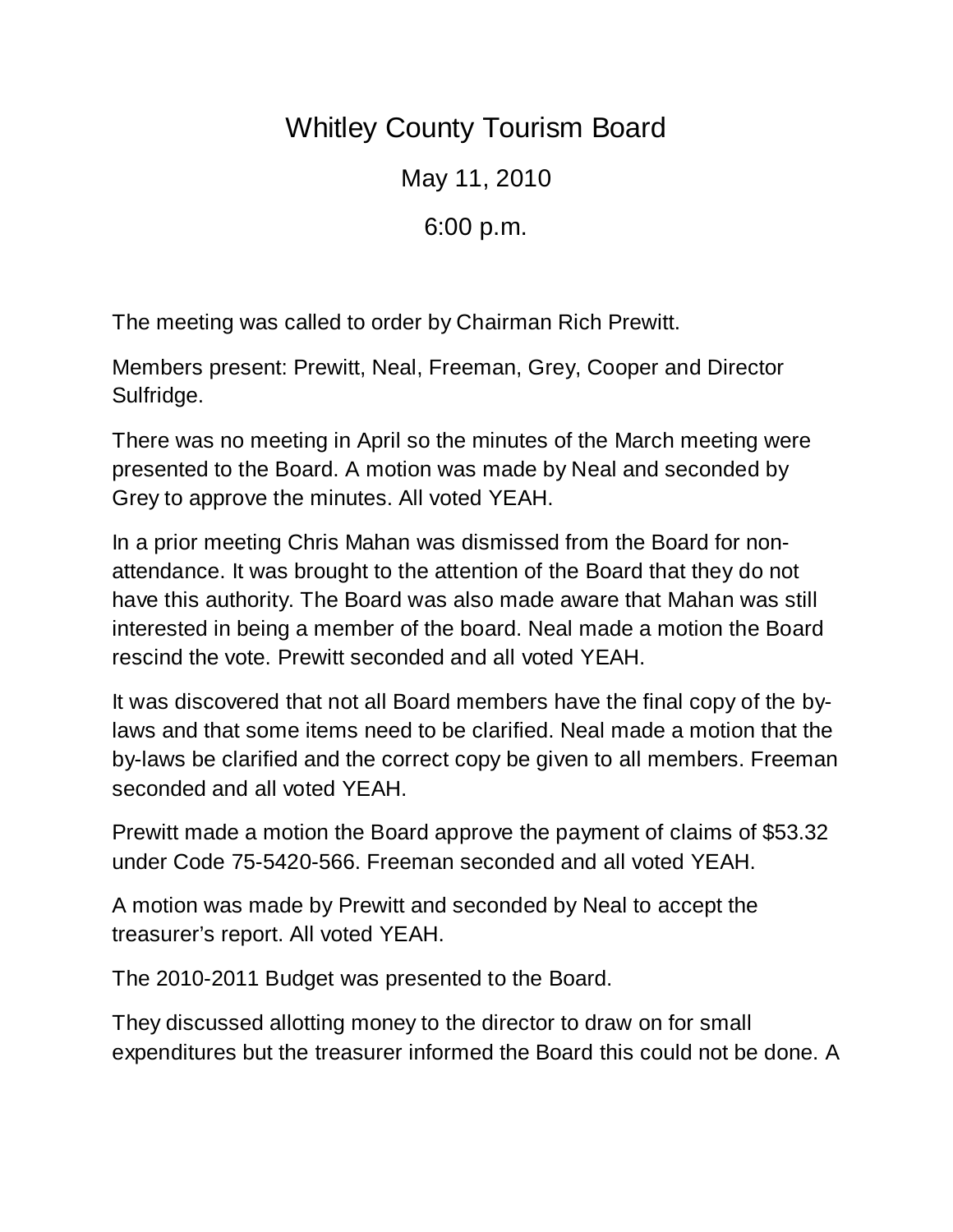# Whitley County Tourism Board

May 11, 2010

6:00 p.m.

The meeting was called to order by Chairman Rich Prewitt.

Members present: Prewitt, Neal, Freeman, Grey, Cooper and Director Sulfridge.

There was no meeting in April so the minutes of the March meeting were presented to the Board. A motion was made by Neal and seconded by Grey to approve the minutes. All voted YEAH.

In a prior meeting Chris Mahan was dismissed from the Board for non-attendance. It was brought to the attention of the Board that they do not have this authority. The Board was also made aware that Mahan was still interested in being a member of the board. Neal made a motion the Board rescind the vote. Prewitt seconded and all voted YEAH.

It was discovered that not all Board members have the final copy of the by-laws and that some items need to be clarified. Neal made a motion that the by-laws be clarified and the correct copy be given to all members. Freeman seconded and all voted YEAH.

Prewitt made a motion the Board approve the payment of claims of $53.32 under Code 75-5420-566. Freeman seconded and all voted YEAH.

A motion was made by Prewitt and seconded by Neal to accept the treasurer's report. All voted YEAH.

The 2010-2011 Budget was presented to the Board.

They discussed allotting money to the director to draw on for small expenditures but the treasurer informed the Board this could not be done. A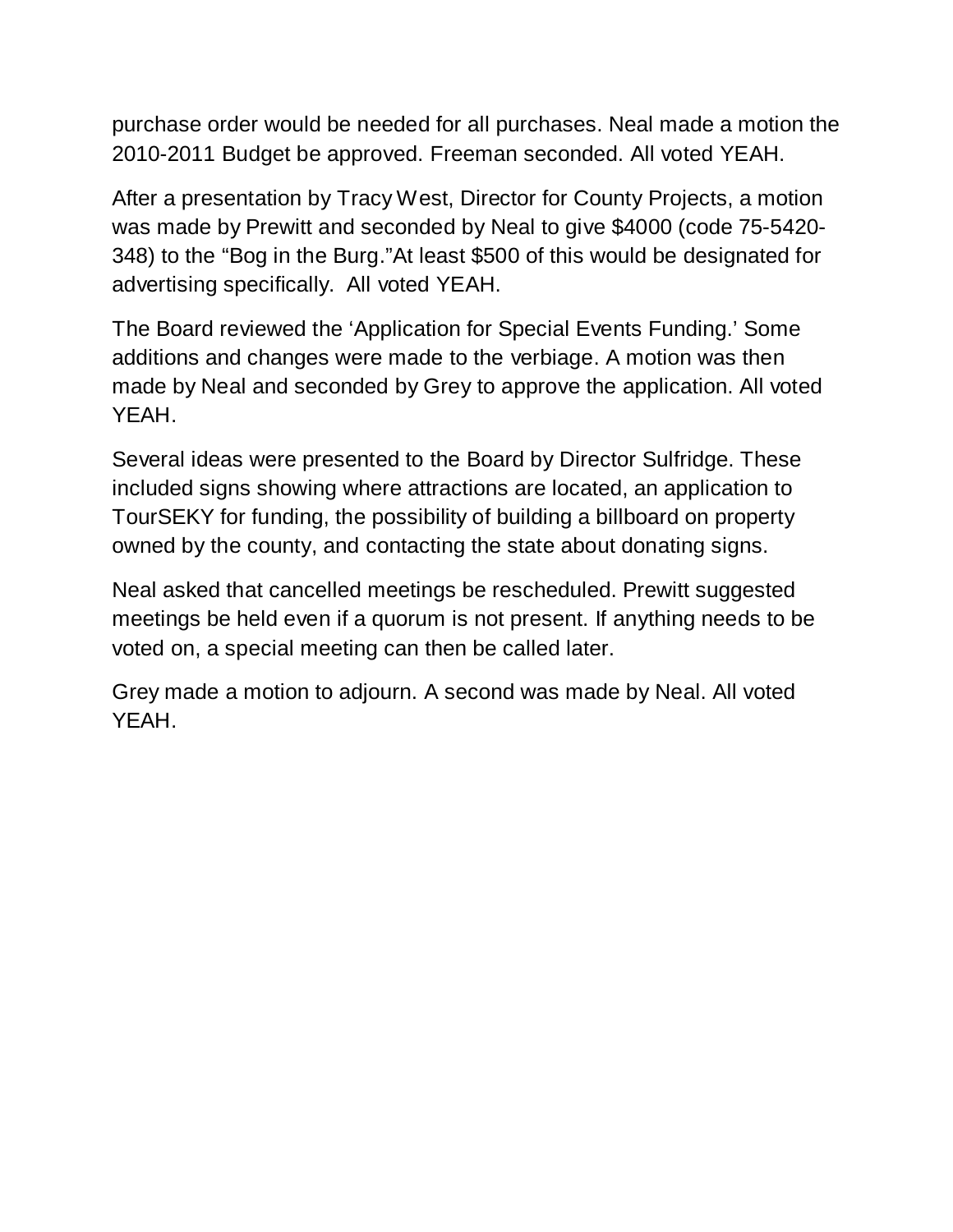purchase order would be needed for all purchases. Neal made a motion the 2010-2011 Budget be approved. Freeman seconded. All voted YEAH.

After a presentation by Tracy West, Director for County Projects, a motion was made by Prewitt and seconded by Neal to give $4000 (code 75-5420-348) to the "Bog in the Burg."At least $500 of this would be designated for advertising specifically. All voted YEAH.

The Board reviewed the 'Application for Special Events Funding.' Some additions and changes were made to the verbiage. A motion was then made by Neal and seconded by Grey to approve the application. All voted YEAH.

Several ideas were presented to the Board by Director Sulfridge. These included signs showing where attractions are located, an application to TourSEKY for funding, the possibility of building a billboard on property owned by the county, and contacting the state about donating signs.

Neal asked that cancelled meetings be rescheduled. Prewitt suggested meetings be held even if a quorum is not present. If anything needs to be voted on, a special meeting can then be called later.

Grey made a motion to adjourn. A second was made by Neal. All voted YEAH.